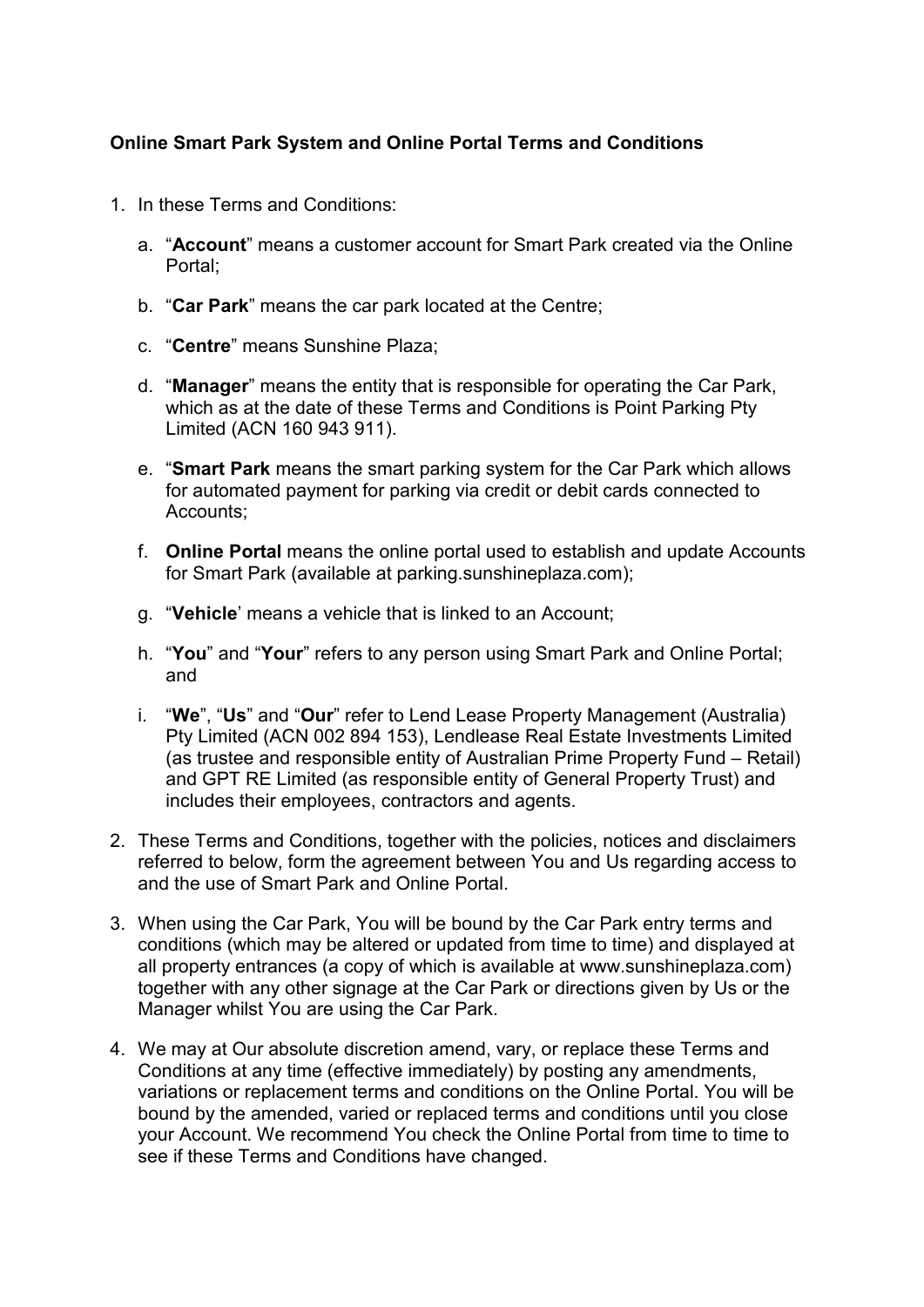**Online Smart Park System and Online Portal Terms and Conditions**

1. In these Terms and Conditions:

   a. "**Account**" means a customer account for Smart Park created via the Online Portal;

   b. "**Car Park**" means the car park located at the Centre;

   c. "**Centre**" means Sunshine Plaza;

   d. "**Manager**" means the entity that is responsible for operating the Car Park, which as at the date of these Terms and Conditions is Point Parking Pty Limited (ACN 160 943 911).

   e. "**Smart Park** means the smart parking system for the Car Park which allows for automated payment for parking via credit or debit cards connected to Accounts;

   f. **Online Portal** means the online portal used to establish and update Accounts for Smart Park (available at parking.sunshineplaza.com);

   g. "**Vehicle**' means a vehicle that is linked to an Account;

   h. "**You**" and "**Your**" refers to any person using Smart Park and Online Portal; and

   i. "**We**", "**Us**" and "**Our**" refer to Lend Lease Property Management (Australia) Pty Limited (ACN 002 894 153), Lendlease Real Estate Investments Limited (as trustee and responsible entity of Australian Prime Property Fund – Retail) and GPT RE Limited (as responsible entity of General Property Trust) and includes their employees, contractors and agents.

2. These Terms and Conditions, together with the policies, notices and disclaimers referred to below, form the agreement between You and Us regarding access to and the use of Smart Park and Online Portal.

3. When using the Car Park, You will be bound by the Car Park entry terms and conditions (which may be altered or updated from time to time) and displayed at all property entrances (a copy of which is available at www.sunshineplaza.com) together with any other signage at the Car Park or directions given by Us or the Manager whilst You are using the Car Park.

4. We may at Our absolute discretion amend, vary, or replace these Terms and Conditions at any time (effective immediately) by posting any amendments, variations or replacement terms and conditions on the Online Portal. You will be bound by the amended, varied or replaced terms and conditions until you close your Account. We recommend You check the Online Portal from time to time to see if these Terms and Conditions have changed.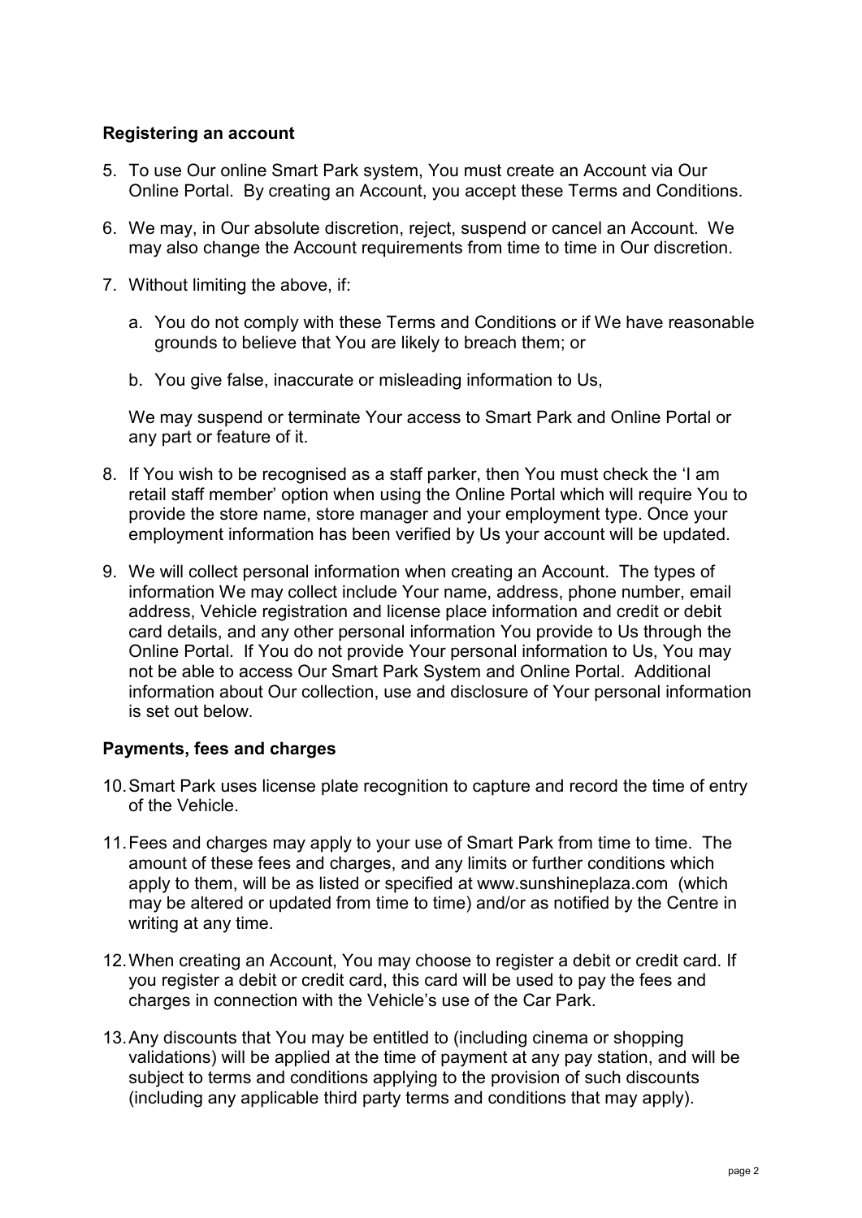**Registering an account**

5. To use Our online Smart Park system, You must create an Account via Our Online Portal. By creating an Account, you accept these Terms and Conditions.

6. We may, in Our absolute discretion, reject, suspend or cancel an Account. We may also change the Account requirements from time to time in Our discretion.

7. Without limiting the above, if:

   a. You do not comply with these Terms and Conditions or if We have reasonable grounds to believe that You are likely to breach them; or

   b. You give false, inaccurate or misleading information to Us,

   We may suspend or terminate Your access to Smart Park and Online Portal or any part or feature of it.

8. If You wish to be recognised as a staff parker, then You must check the 'I am retail staff member' option when using the Online Portal which will require You to provide the store name, store manager and your employment type. Once your employment information has been verified by Us your account will be updated.

9. We will collect personal information when creating an Account. The types of information We may collect include Your name, address, phone number, email address, Vehicle registration and license place information and credit or debit card details, and any other personal information You provide to Us through the Online Portal. If You do not provide Your personal information to Us, You may not be able to access Our Smart Park System and Online Portal. Additional information about Our collection, use and disclosure of Your personal information is set out below.

**Payments, fees and charges**

10. Smart Park uses license plate recognition to capture and record the time of entry of the Vehicle.

11. Fees and charges may apply to your use of Smart Park from time to time. The amount of these fees and charges, and any limits or further conditions which apply to them, will be as listed or specified at www.sunshineplaza.com (which may be altered or updated from time to time) and/or as notified by the Centre in writing at any time.

12. When creating an Account, You may choose to register a debit or credit card. If you register a debit or credit card, this card will be used to pay the fees and charges in connection with the Vehicle's use of the Car Park.

13. Any discounts that You may be entitled to (including cinema or shopping validations) will be applied at the time of payment at any pay station, and will be subject to terms and conditions applying to the provision of such discounts (including any applicable third party terms and conditions that may apply).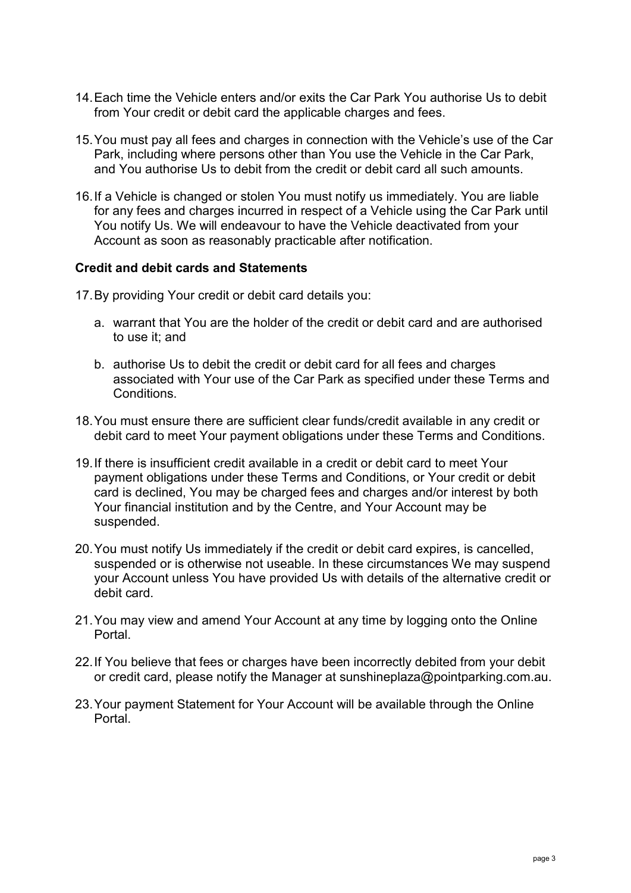14. Each time the Vehicle enters and/or exits the Car Park You authorise Us to debit from Your credit or debit card the applicable charges and fees.

15. You must pay all fees and charges in connection with the Vehicle's use of the Car Park, including where persons other than You use the Vehicle in the Car Park, and You authorise Us to debit from the credit or debit card all such amounts.

16. If a Vehicle is changed or stolen You must notify us immediately. You are liable for any fees and charges incurred in respect of a Vehicle using the Car Park until You notify Us. We will endeavour to have the Vehicle deactivated from your Account as soon as reasonably practicable after notification.

**Credit and debit cards and Statements**

17. By providing Your credit or debit card details you:

    a. warrant that You are the holder of the credit or debit card and are authorised to use it; and

    b. authorise Us to debit the credit or debit card for all fees and charges associated with Your use of the Car Park as specified under these Terms and Conditions.

18. You must ensure there are sufficient clear funds/credit available in any credit or debit card to meet Your payment obligations under these Terms and Conditions.

19. If there is insufficient credit available in a credit or debit card to meet Your payment obligations under these Terms and Conditions, or Your credit or debit card is declined, You may be charged fees and charges and/or interest by both Your financial institution and by the Centre, and Your Account may be suspended.

20. You must notify Us immediately if the credit or debit card expires, is cancelled, suspended or is otherwise not useable. In these circumstances We may suspend your Account unless You have provided Us with details of the alternative credit or debit card.

21. You may view and amend Your Account at any time by logging onto the Online Portal.

22. If You believe that fees or charges have been incorrectly debited from your debit or credit card, please notify the Manager at sunshineplaza@pointparking.com.au.

23. Your payment Statement for Your Account will be available through the Online Portal.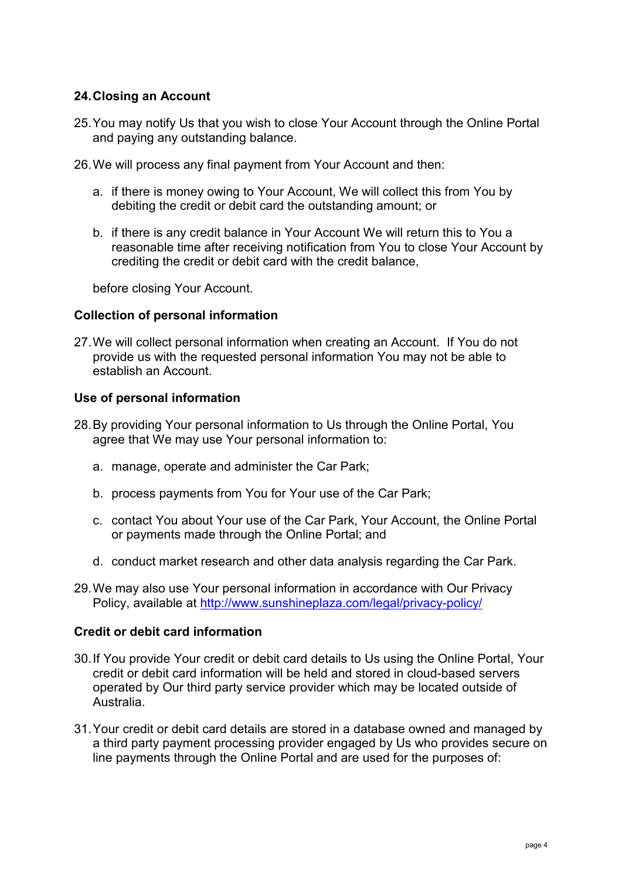## 24. Closing an Account

25. You may notify Us that you wish to close Your Account through the Online Portal and paying any outstanding balance.

26. We will process any final payment from Your Account and then:

    a. if there is money owing to Your Account, We will collect this from You by debiting the credit or debit card the outstanding amount; or

    b. if there is any credit balance in Your Account We will return this to You a reasonable time after receiving notification from You to close Your Account by crediting the credit or debit card with the credit balance,

    before closing Your Account.

### Collection of personal information

27. We will collect personal information when creating an Account. If You do not provide us with the requested personal information You may not be able to establish an Account.

### Use of personal information

28. By providing Your personal information to Us through the Online Portal, You agree that We may use Your personal information to:

    a. manage, operate and administer the Car Park;

    b. process payments from You for Your use of the Car Park;

    c. contact You about Your use of the Car Park, Your Account, the Online Portal or payments made through the Online Portal; and

    d. conduct market research and other data analysis regarding the Car Park.

29. We may also use Your personal information in accordance with Our Privacy Policy, available at [http://www.sunshineplaza.com/legal/privacy-policy/](http://www.sunshineplaza.com/legal/privacy-policy/)

### Credit or debit card information

30. If You provide Your credit or debit card details to Us using the Online Portal, Your credit or debit card information will be held and stored in cloud-based servers operated by Our third party service provider which may be located outside of Australia.

31. Your credit or debit card details are stored in a database owned and managed by a third party payment processing provider engaged by Us who provides secure on line payments through the Online Portal and are used for the purposes of: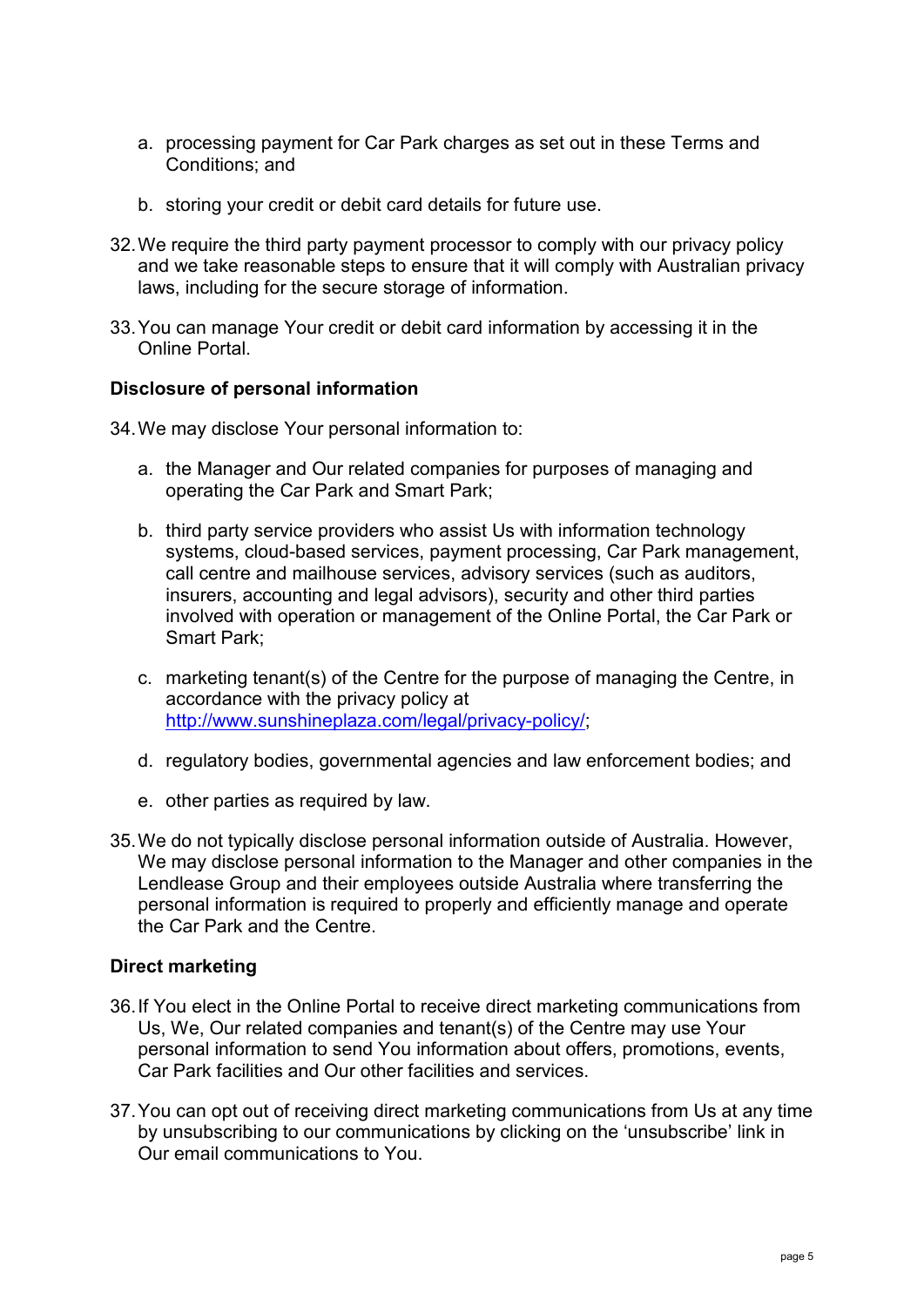a. processing payment for Car Park charges as set out in these Terms and Conditions; and

b. storing your credit or debit card details for future use.

32. We require the third party payment processor to comply with our privacy policy and we take reasonable steps to ensure that it will comply with Australian privacy laws, including for the secure storage of information.

33. You can manage Your credit or debit card information by accessing it in the Online Portal.

**Disclosure of personal information**

34. We may disclose Your personal information to:

  a. the Manager and Our related companies for purposes of managing and operating the Car Park and Smart Park;

  b. third party service providers who assist Us with information technology systems, cloud-based services, payment processing, Car Park management, call centre and mailhouse services, advisory services (such as auditors, insurers, accounting and legal advisors), security and other third parties involved with operation or management of the Online Portal, the Car Park or Smart Park;

  c. marketing tenant(s) of the Centre for the purpose of managing the Centre, in accordance with the privacy policy at [http://www.sunshineplaza.com/legal/privacy-policy/](http://www.sunshineplaza.com/legal/privacy-policy/);

  d. regulatory bodies, governmental agencies and law enforcement bodies; and

  e. other parties as required by law.

35. We do not typically disclose personal information outside of Australia. However, We may disclose personal information to the Manager and other companies in the Lendlease Group and their employees outside Australia where transferring the personal information is required to properly and efficiently manage and operate the Car Park and the Centre.

**Direct marketing**

36. If You elect in the Online Portal to receive direct marketing communications from Us, We, Our related companies and tenant(s) of the Centre may use Your personal information to send You information about offers, promotions, events, Car Park facilities and Our other facilities and services.

37. You can opt out of receiving direct marketing communications from Us at any time by unsubscribing to our communications by clicking on the 'unsubscribe' link in Our email communications to You.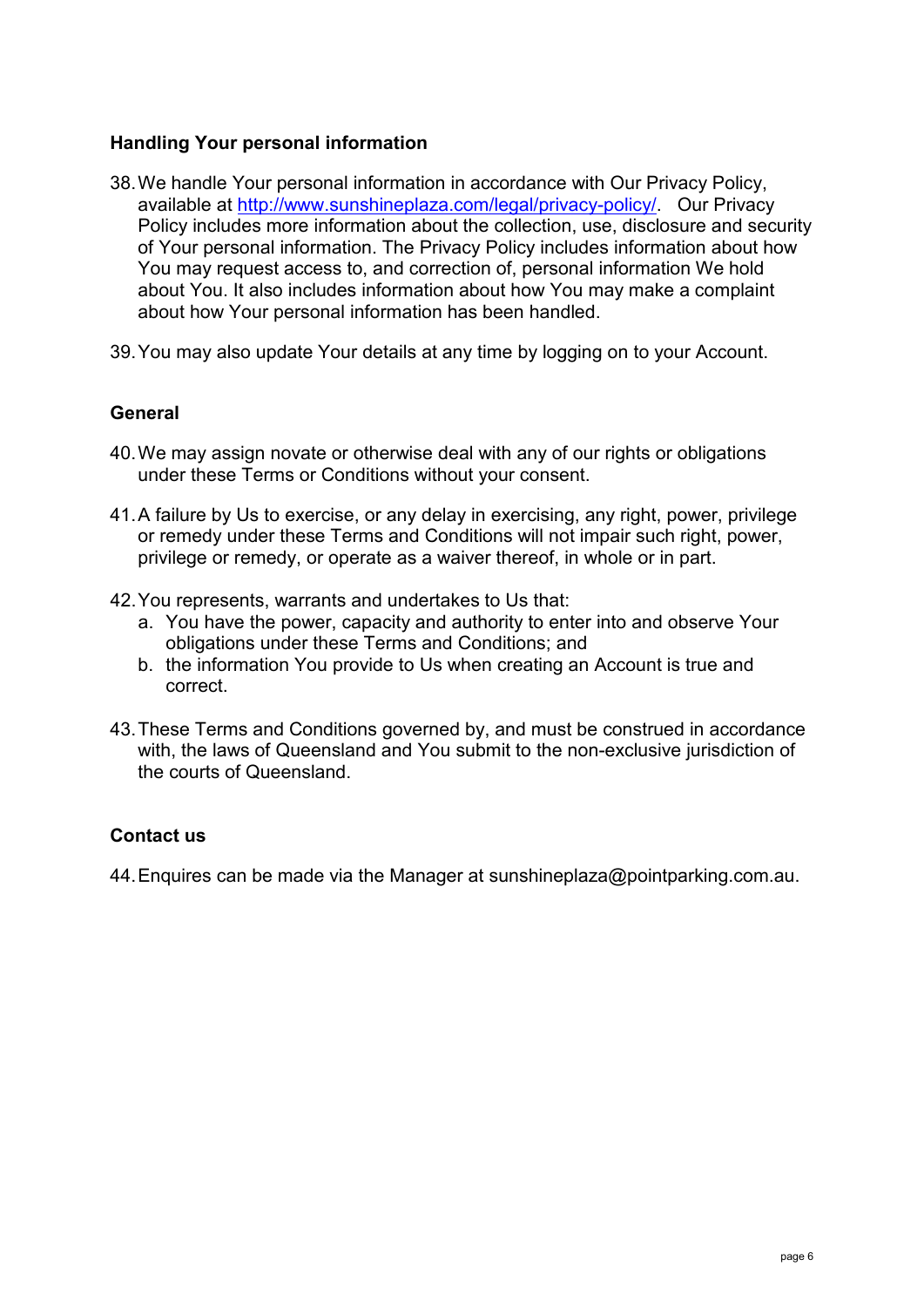## Handling Your personal information

38. We handle Your personal information in accordance with Our Privacy Policy, available at [http://www.sunshineplaza.com/legal/privacy-policy/](http://www.sunshineplaza.com/legal/privacy-policy/). Our Privacy Policy includes more information about the collection, use, disclosure and security of Your personal information. The Privacy Policy includes information about how You may request access to, and correction of, personal information We hold about You. It also includes information about how You may make a complaint about how Your personal information has been handled.

39. You may also update Your details at any time by logging on to your Account.

## General

40. We may assign novate or otherwise deal with any of our rights or obligations under these Terms or Conditions without your consent.

41. A failure by Us to exercise, or any delay in exercising, any right, power, privilege or remedy under these Terms and Conditions will not impair such right, power, privilege or remedy, or operate as a waiver thereof, in whole or in part.

42. You represents, warrants and undertakes to Us that:
    a. You have the power, capacity and authority to enter into and observe Your obligations under these Terms and Conditions; and
    b. the information You provide to Us when creating an Account is true and correct.

43. These Terms and Conditions governed by, and must be construed in accordance with, the laws of Queensland and You submit to the non-exclusive jurisdiction of the courts of Queensland.

## Contact us

44. Enquires can be made via the Manager at sunshineplaza@pointparking.com.au.